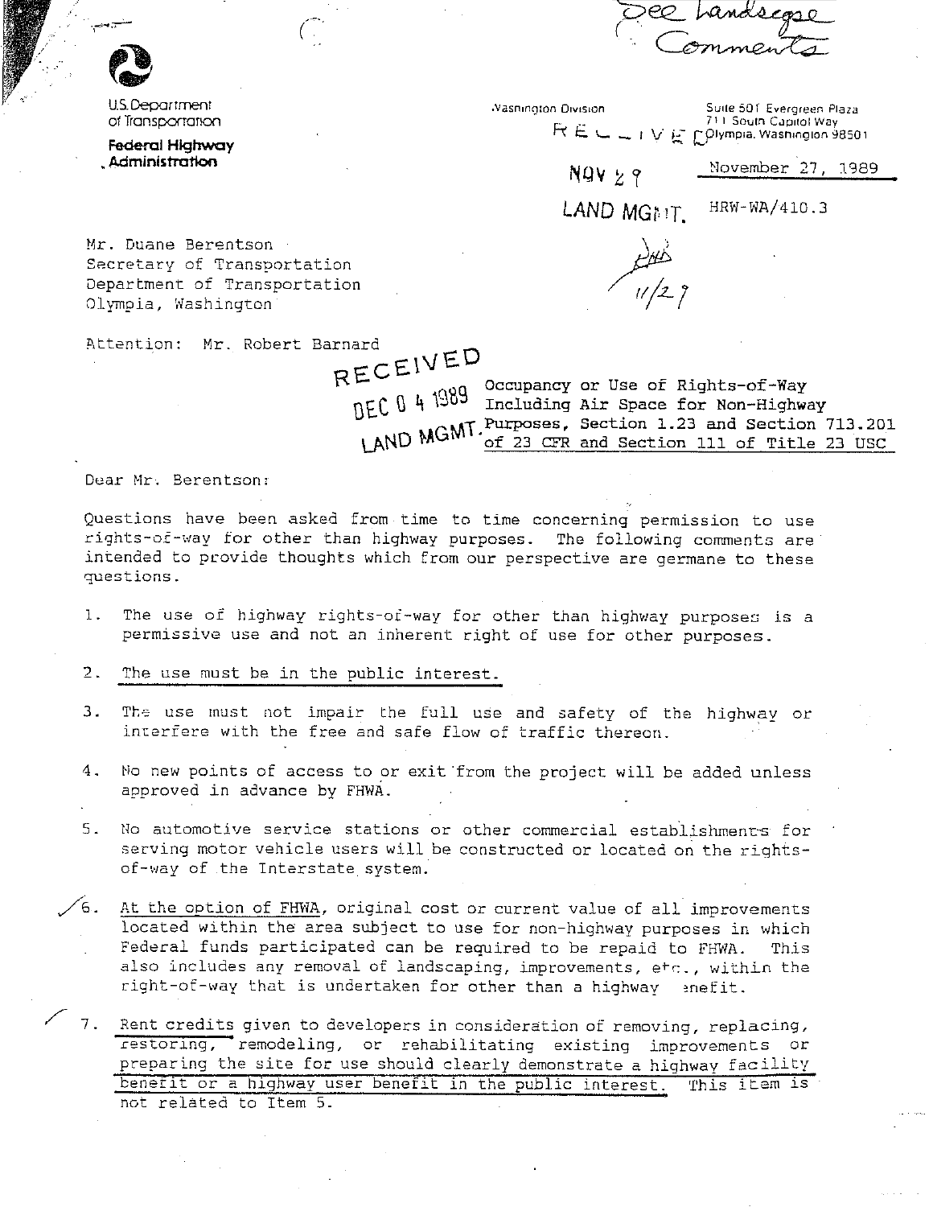See Landscape Comments

U.S. Department of Transportation

**Federal Highway Administration**

Washington Division

Suite 501 Evergreen Plaza
711 South Capitol Way
Olympia, Washington 98501

RECEIVED
NOV 29
LAND MGMT.

November 27, 1989

HRW-WA/410.3

11/29

Mr. Duane Berentson
Secretary of Transportation
Department of Transportation
Olympia, Washington

Attention: Mr. Robert Barnard

RECEIVED
DEC 04 1989
LAND MGMT.

Occupancy or Use of Rights-of-Way Including Air Space for Non-Highway Purposes, Section 1.23 and Section 713.201 of 23 CFR and Section 111 of Title 23 USC

Dear Mr. Berentson:

Questions have been asked from time to time concerning permission to use rights-of-way for other than highway purposes. The following comments are intended to provide thoughts which from our perspective are germane to these questions.

1. The use of highway rights-of-way for other than highway purposes is a permissive use and not an inherent right of use for other purposes.

2. The use must be in the public interest.

3. The use must not impair the full use and safety of the highway or interfere with the free and safe flow of traffic thereon.

4. No new points of access to or exit from the project will be added unless approved in advance by FHWA.

5. No automotive service stations or other commercial establishments for serving motor vehicle users will be constructed or located on the rights-of-way of the Interstate system.

6. At the option of FHWA, original cost or current value of all improvements located within the area subject to use for non-highway purposes in which Federal funds participated can be required to be repaid to FHWA. This also includes any removal of landscaping, improvements, etc., within the right-of-way that is undertaken for other than a highway benefit.

7. Rent credits given to developers in consideration of removing, replacing, restoring, remodeling, or rehabilitating existing improvements or preparing the site for use should clearly demonstrate a highway facility benefit or a highway user benefit in the public interest. This item is not related to Item 5.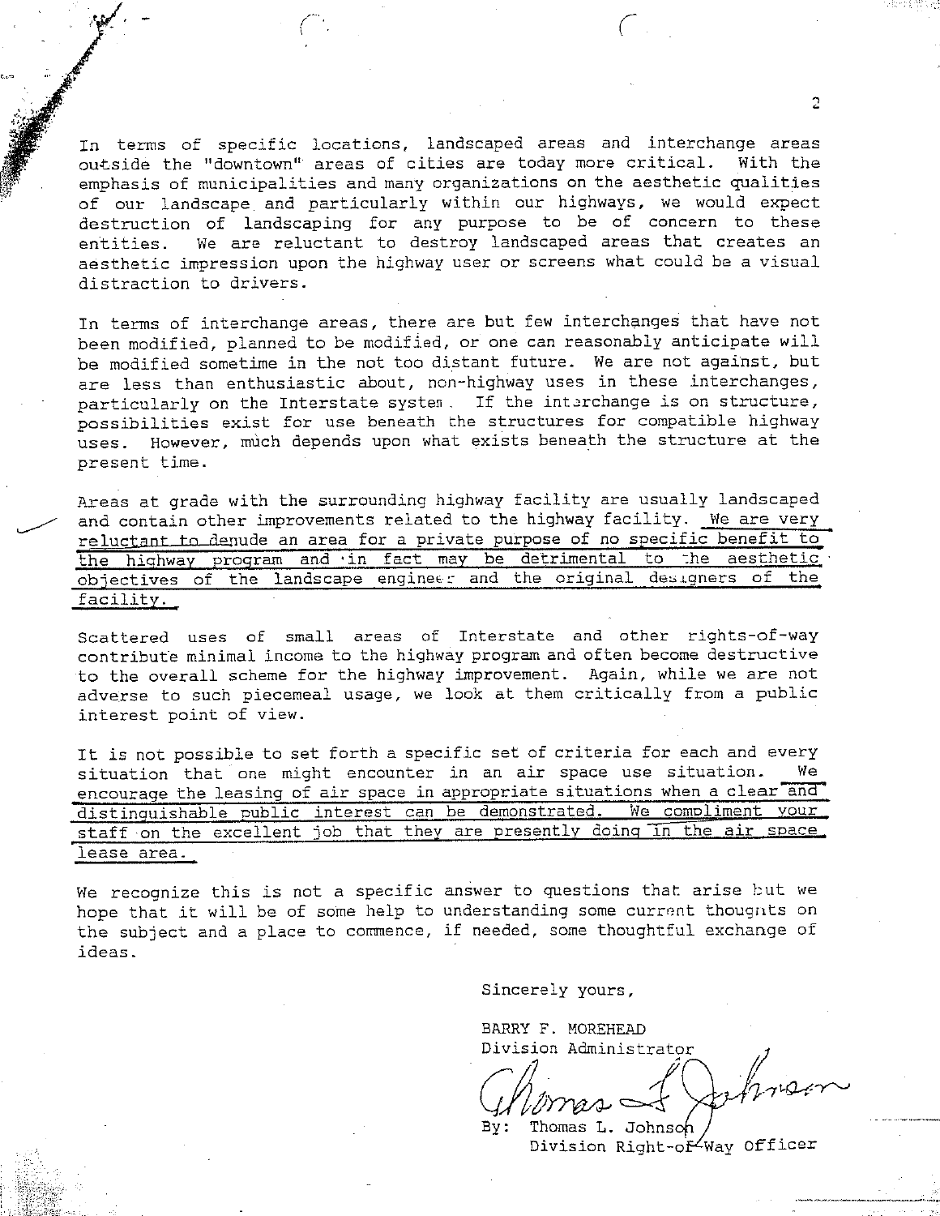In terms of specific locations, landscaped areas and interchange areas outside the "downtown" areas of cities are today more critical. With the emphasis of municipalities and many organizations on the aesthetic qualities of our landscape and particularly within our highways, we would expect destruction of landscaping for any purpose to be of concern to these entities. We are reluctant to destroy landscaped areas that creates an aesthetic impression upon the highway user or screens what could be a visual distraction to drivers.

In terms of interchange areas, there are but few interchanges that have not been modified, planned to be modified, or one can reasonably anticipate will be modified sometime in the not too distant future. We are not against, but are less than enthusiastic about, non-highway uses in these interchanges, particularly on the Interstate system. If the interchange is on structure, possibilities exist for use beneath the structures for compatible highway uses. However, much depends upon what exists beneath the structure at the present time.

Areas at grade with the surrounding highway facility are usually landscaped and contain other improvements related to the highway facility. We are very reluctant to denude an area for a private purpose of no specific benefit to the highway program and in fact may be detrimental to the aesthetic objectives of the landscape engineer and the original designers of the facility.

Scattered uses of small areas of Interstate and other rights-of-way contribute minimal income to the highway program and often become destructive to the overall scheme for the highway improvement. Again, while we are not adverse to such piecemeal usage, we look at them critically from a public interest point of view.

It is not possible to set forth a specific set of criteria for each and every situation that one might encounter in an air space use situation. We encourage the leasing of air space in appropriate situations when a clear and distinguishable public interest can be demonstrated. We compliment your staff on the excellent job that they are presently doing in the air space lease area.

We recognize this is not a specific answer to questions that arise but we hope that it will be of some help to understanding some current thoughts on the subject and a place to commence, if needed, some thoughtful exchange of ideas.

Sincerely yours,

BARRY F. MOREHEAD
Division Administrator

By: Thomas L. Johnson
Division Right-of-Way Officer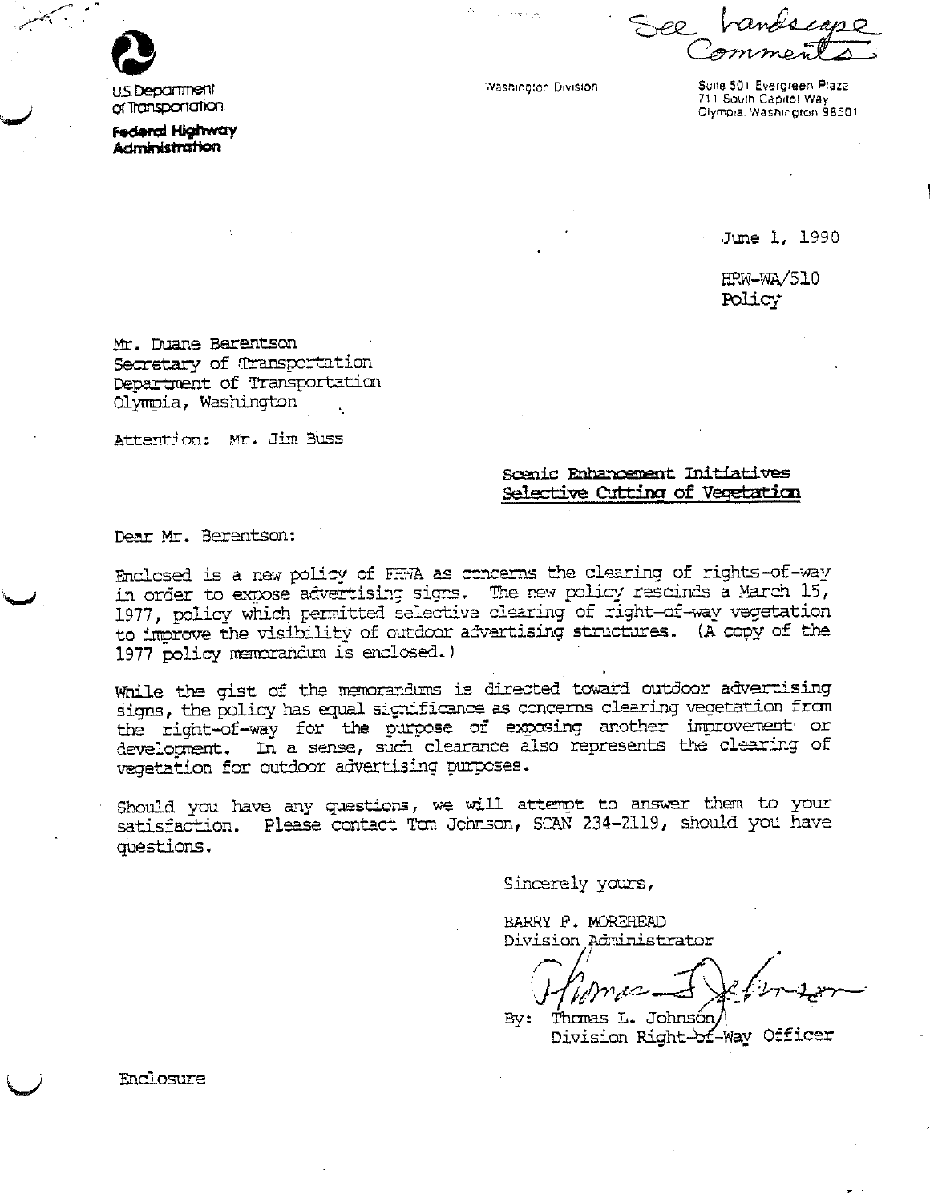U.S. Department of Transportation

**Federal Highway Administration**

Washington Division

Suite 501 Evergreen Plaza
711 South Capitol Way
Olympia, Washington 98501

See Landscape Comments

June 1, 1990

HRW-WA/510
Policy

Mr. Duane Berentson
Secretary of Transportation
Department of Transportation
Olympia, Washington

Attention: Mr. Jim Buss

Scenic Enhancement Initiatives
Selective Cutting of Vegetation

Dear Mr. Berentson:

Enclosed is a new policy of FHWA as concerns the clearing of rights-of-way in order to expose advertising signs. The new policy rescinds a March 15, 1977, policy which permitted selective clearing of right-of-way vegetation to improve the visibility of outdoor advertising structures. (A copy of the 1977 policy memorandum is enclosed.)

While the gist of the memorandums is directed toward outdoor advertising signs, the policy has equal significance as concerns clearing vegetation from the right-of-way for the purpose of exposing another improvement or development. In a sense, such clearance also represents the clearing of vegetation for outdoor advertising purposes.

Should you have any questions, we will attempt to answer them to your satisfaction. Please contact Tom Johnson, SCAN 234-2119, should you have questions.

Sincerely yours,

BARRY F. MOREHEAD
Division Administrator

By: Thomas L. Johnson
Division Right-of-Way Officer

Enclosure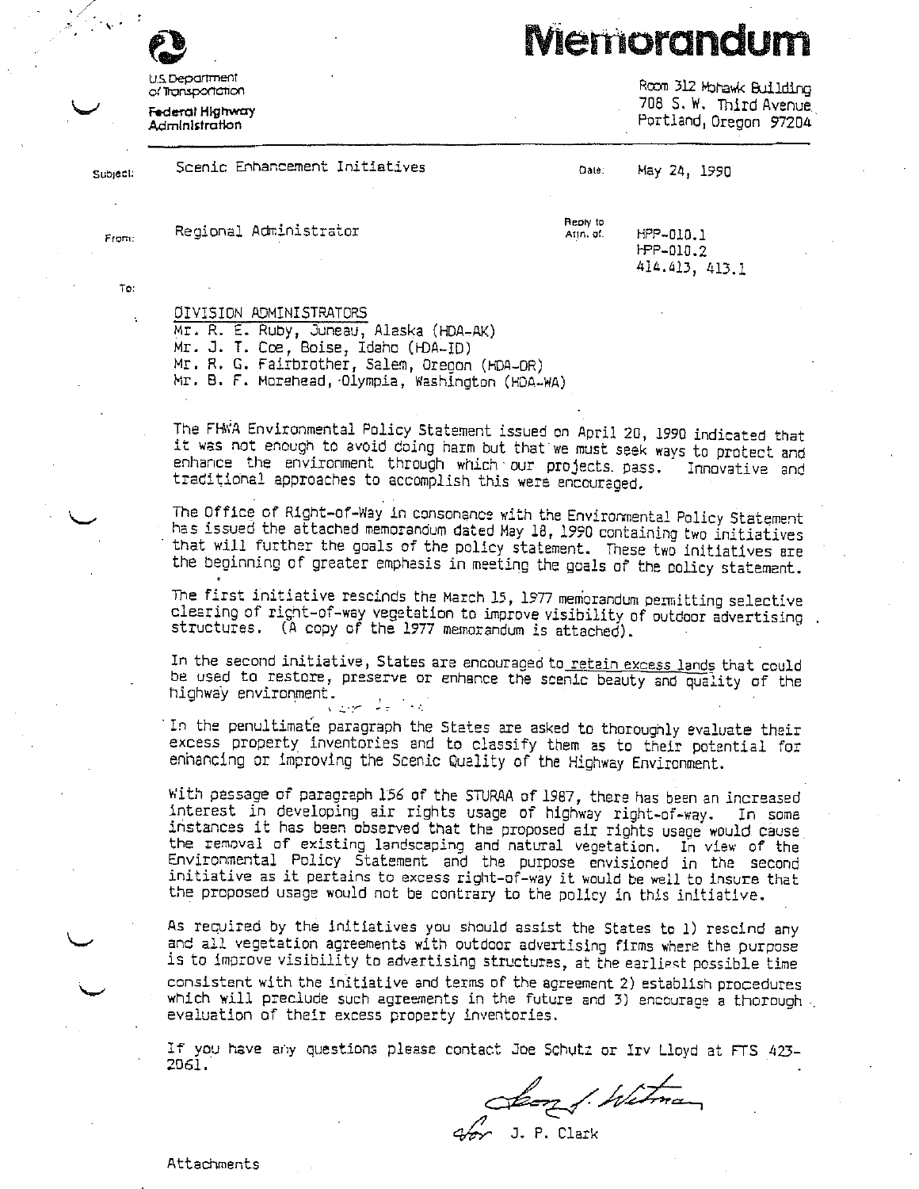U.S. Department of Transportation

**Federal Highway Administration**

# Memorandum

Room 312 Mohawk Building
708 S. W. Third Avenue
Portland, Oregon 97204

Subject: Scenic Enhancement Initiatives

Date: May 24, 1990

From: Regional Administrator

Reply to Attn. of: HPP-010.1
HPP-010.2
414.413, 413.1

To:

DIVISION ADMINISTRATORS
Mr. R. E. Ruby, Juneau, Alaska (HDA-AK)
Mr. J. T. Coe, Boise, Idaho (HDA-ID)
Mr. R. G. Fairbrother, Salem, Oregon (HDA-OR)
Mr. B. F. Morehead, Olympia, Washington (HDA-WA)

The FHWA Environmental Policy Statement issued on April 20, 1990 indicated that it was not enough to avoid doing harm but that we must seek ways to protect and enhance the environment through which our projects pass. Innovative and traditional approaches to accomplish this were encouraged.

The Office of Right-of-Way in consonance with the Environmental Policy Statement has issued the attached memorandum dated May 18, 1990 containing two initiatives that will further the goals of the policy statement. These two initiatives are the beginning of greater emphasis in meeting the goals of the policy statement.

The first initiative rescinds the March 15, 1977 memorandum permitting selective clearing of right-of-way vegetation to improve visibility of outdoor advertising structures. (A copy of the 1977 memorandum is attached).

In the second initiative, States are encouraged to retain excess lands that could be used to restore, preserve or enhance the scenic beauty and quality of the highway environment.

In the penultimate paragraph the States are asked to thoroughly evaluate their excess property inventories and to classify them as to their potential for enhancing or improving the Scenic Quality of the Highway Environment.

With passage of paragraph 156 of the STURAA of 1987, there has been an increased interest in developing air rights usage of highway right-of-way. In some instances it has been observed that the proposed air rights usage would cause the removal of existing landscaping and natural vegetation. In view of the Environmental Policy Statement and the purpose envisioned in the second initiative as it pertains to excess right-of-way it would be well to insure that the proposed usage would not be contrary to the policy in this initiative.

As required by the initiatives you should assist the States to 1) rescind any and all vegetation agreements with outdoor advertising firms where the purpose is to improve visibility to advertising structures, at the earliest possible time consistent with the initiative and terms of the agreement 2) establish procedures which will preclude such agreements in the future and 3) encourage a thorough evaluation of their excess property inventories.

If you have any questions please contact Joe Schutz or Irv Lloyd at FTS 423-2061.

for J. P. Clark

Attachments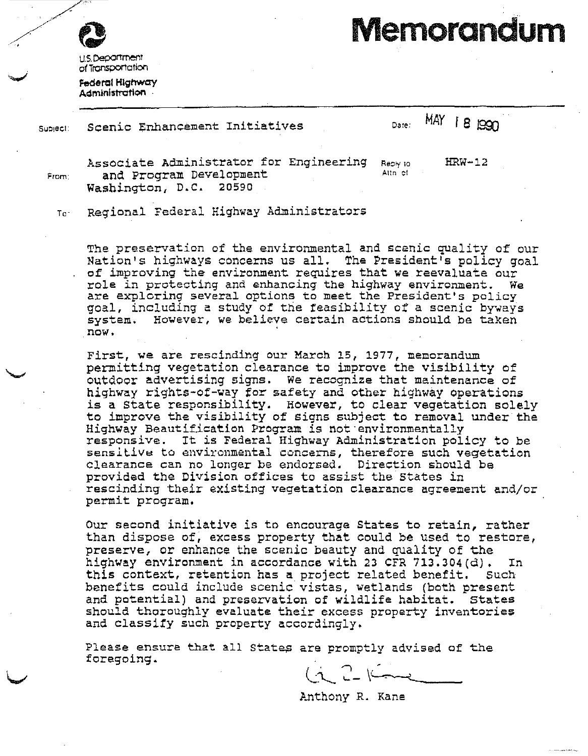U.S. Department of Transportation

**Federal Highway Administration**

# Memorandum

Subject: Scenic Enhancement Initiatives

Date: MAY 18 1990

From: Associate Administrator for Engineering and Program Development
Washington, D.C. 20590

Reply to Attn of: HRW-12

To: Regional Federal Highway Administrators

The preservation of the environmental and scenic quality of our Nation's highways concerns us all. The President's policy goal of improving the environment requires that we reevaluate our role in protecting and enhancing the highway environment. We are exploring several options to meet the President's policy goal, including a study of the feasibility of a scenic byways system. However, we believe certain actions should be taken now.

First, we are rescinding our March 15, 1977, memorandum permitting vegetation clearance to improve the visibility of outdoor advertising signs. We recognize that maintenance of highway rights-of-way for safety and other highway operations is a State responsibility. However, to clear vegetation solely to improve the visibility of signs subject to removal under the Highway Beautification Program is not environmentally responsive. It is Federal Highway Administration policy to be sensitive to environmental concerns, therefore such vegetation clearance can no longer be endorsed. Direction should be provided the Division offices to assist the States in rescinding their existing vegetation clearance agreement and/or permit program.

Our second initiative is to encourage States to retain, rather than dispose of, excess property that could be used to restore, preserve, or enhance the scenic beauty and quality of the highway environment in accordance with 23 CFR 713.304(d). In this context, retention has a project related benefit. Such benefits could include scenic vistas, wetlands (both present and potential) and preservation of wildlife habitat. States should thoroughly evaluate their excess property inventories and classify such property accordingly.

Please ensure that all States are promptly advised of the foregoing.

Anthony R. Kane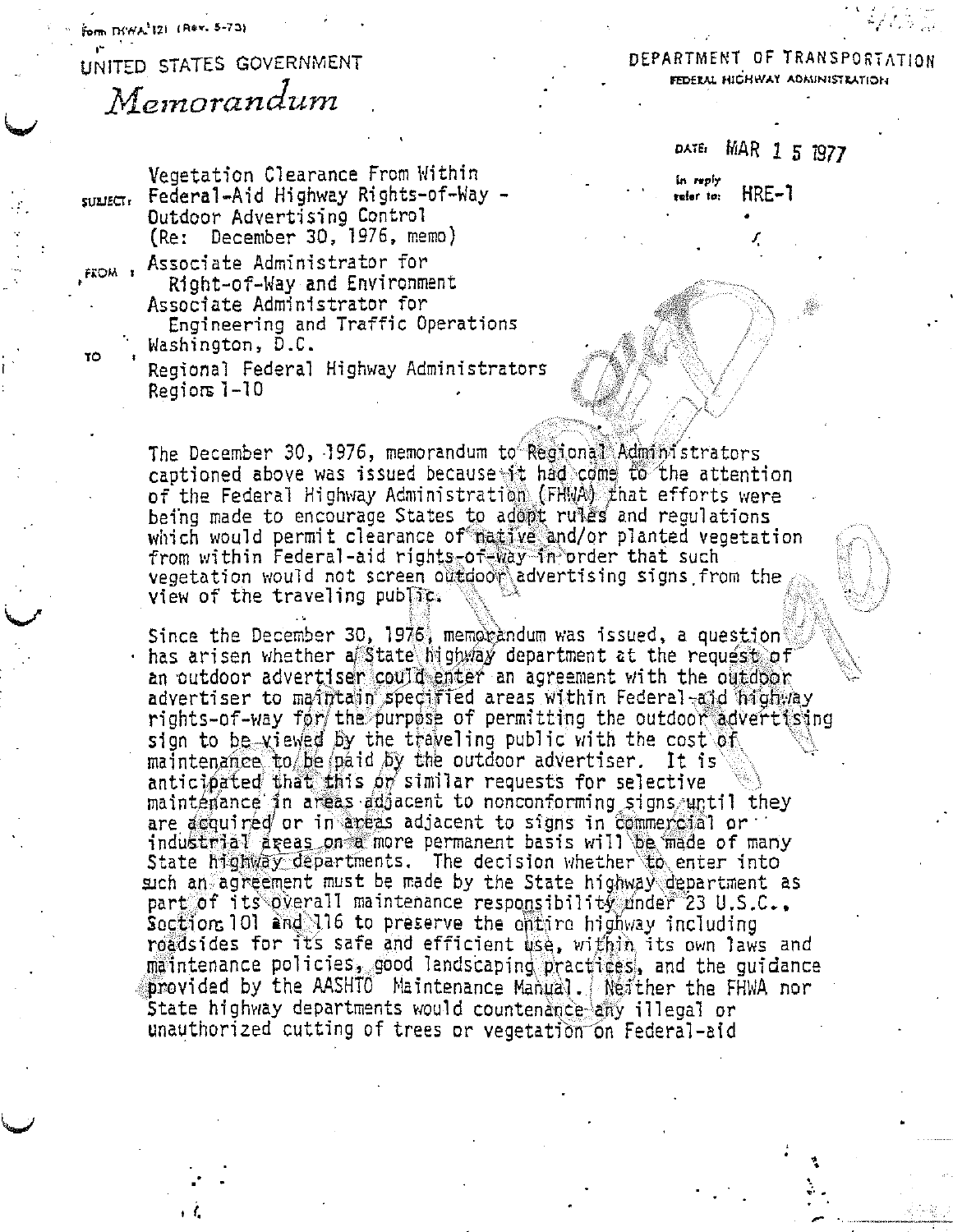Form DHWA 121 (Rev. 5-73)

UNITED STATES GOVERNMENT

*Memorandum*

DEPARTMENT OF TRANSPORTATION
FEDERAL HIGHWAY ADMINISTRATION

DATE: MAR 1 5 1977

In reply refer to: HRE-1

SUBJECT: Vegetation Clearance From Within Federal-Aid Highway Rights-of-Way - Outdoor Advertising Control (Re: December 30, 1976, memo)

FROM: Associate Administrator for Right-of-Way and Environment
Associate Administrator for Engineering and Traffic Operations
Washington, D.C.

TO: Regional Federal Highway Administrators
Regions 1-10

The December 30, 1976, memorandum to Regional Administrators captioned above was issued because it had come to the attention of the Federal Highway Administration (FHWA) that efforts were being made to encourage States to adopt rules and regulations which would permit clearance of native and/or planted vegetation from within Federal-aid rights-of-way in order that such vegetation would not screen outdoor advertising signs from the view of the traveling public.

Since the December 30, 1976, memorandum was issued, a question has arisen whether a State highway department at the request of an outdoor advertiser could enter an agreement with the outdoor advertiser to maintain specified areas within Federal-aid highway rights-of-way for the purpose of permitting the outdoor advertising sign to be viewed by the traveling public with the cost of maintenance to be paid by the outdoor advertiser. It is anticipated that this or similar requests for selective maintenance in areas adjacent to nonconforming signs until they are acquired or in areas adjacent to signs in commercial or industrial areas on a more permanent basis will be made of many State highway departments. The decision whether to enter into such an agreement must be made by the State highway department as part of its overall maintenance responsibility under 23 U.S.C., Sections 101 and 116 to preserve the entire highway including roadsides for its safe and efficient use, within its own laws and maintenance policies, good landscaping practices, and the guidance provided by the AASHTO Maintenance Manual. Neither the FHWA nor State highway departments would countenance any illegal or unauthorized cutting of trees or vegetation on Federal-aid